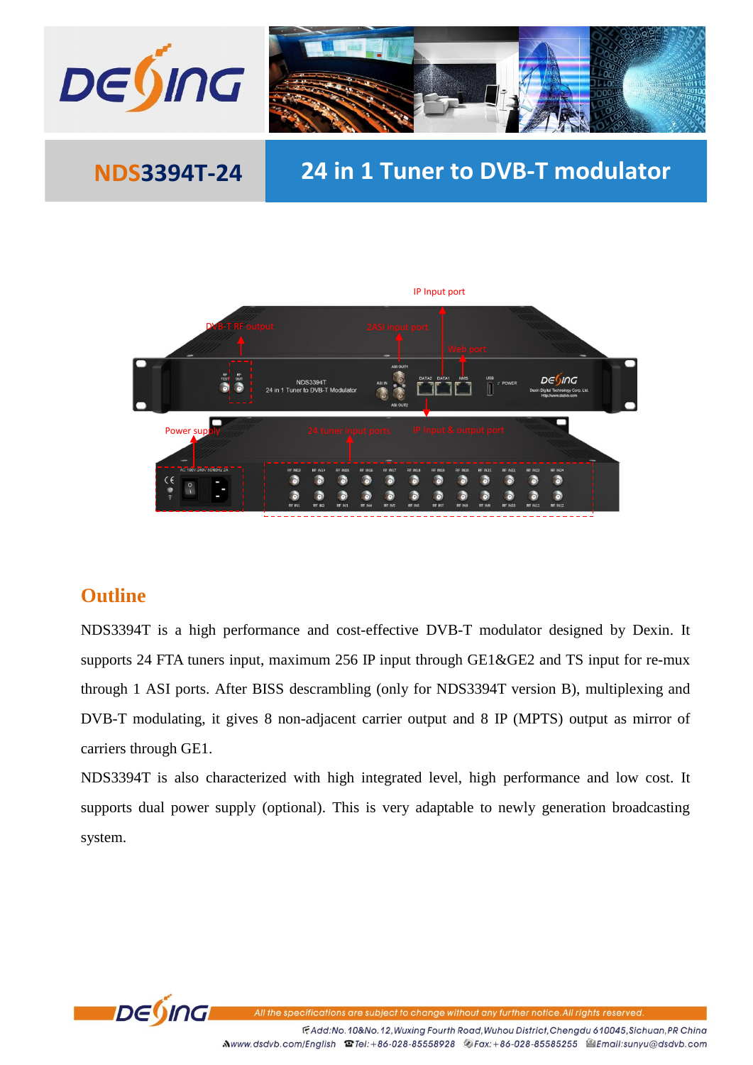# NDS3394T-24

# 24 in 1 Tuner to DVB-T modulator

## Outline

NDS3394T is a high performance and cost-effective DVB-T modulator designed by Dexin. It supports 24 FTA tuners input, maximum 256 IP input through GE1&GE2 and TS input for re-mux through 1 ASI ports. After BISS descrambling (only for NDS3394T version B), multiplexing and DVB-T modulating, it gives 8 non-adjacent carrier output and 8 IP (MPTS) output as mirror of carriers through GE1.

NDS3394T is also characterized with high integrated level, high performance and low cost. It supports dual power supply (optional). This is very adaptable to newly generation broadcasting system.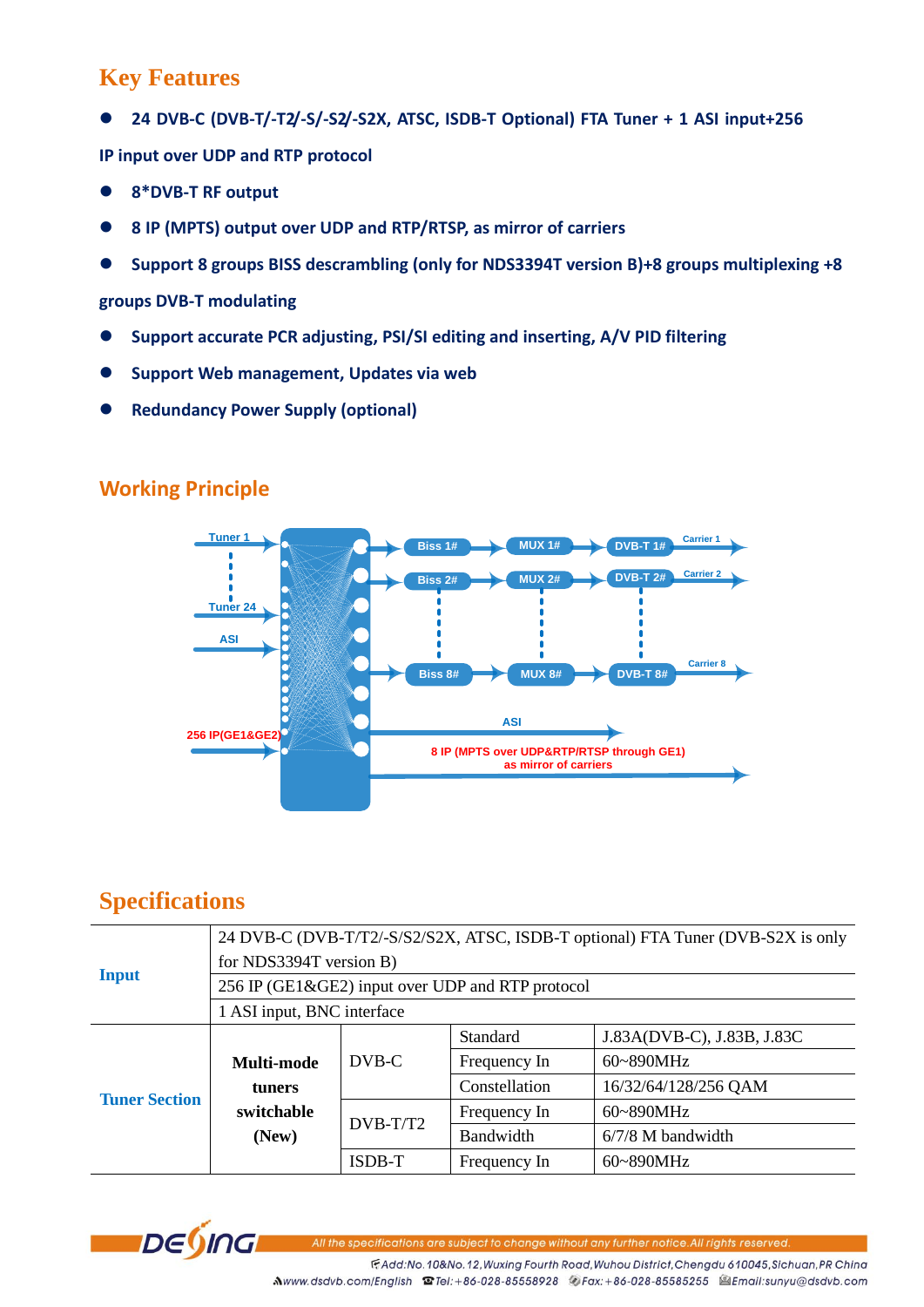## Key Features

- 24 DVB-C (DVB-T/-T2/-S/-S2/-S2X, ATSC, ISDB-T Optional) FTA Tuner + 1 ASI input+256 IP input over UDP and RTP protocol
- 8*DVB-T RF output
- 8 IP (MPTS) output over UDP and RTP/RTSP, as mirror of carriers
- Support 8 groups BISS descrambling (only for NDS3394T version B)+8 groups multiplexing +8 groups DVB-T modulating
- Support accurate PCR adjusting, PSI/SI editing and inserting, A/V PID filtering
- Support Web management, Updates via web
- Redundancy Power Supply (optional)

## Working Principle

Tuner 1
Tuner 24
ASI
256 IP(GE1&GE2)

Biss 1# → MUX 1# → DVB-T 1# → Carrier 1
Biss 2# → MUX 2# → DVB-T 2# → Carrier 2
Biss 8# → MUX 8# → DVB-T 8# → Carrier 8
ASI
8 IP (MPTS over UDP&RTP/RTSP through GE1) as mirror of carriers

## Specifications

| Input | 24 DVB-C (DVB-T/T2/-S/S2/S2X, ATSC, ISDB-T optional) FTA Tuner (DVB-S2X is only for NDS3394T version B) | | | |
|---|---|---|---|---|
| | 256 IP (GE1&GE2) input over UDP and RTP protocol | | | |
| | 1 ASI input, BNC interface | | | |
| Tuner Section | Multi-mode tuners switchable (New) | DVB-C | Standard | J.83A(DVB-C), J.83B, J.83C |
| | | | Frequency In | 60~890MHz |
| | | | Constellation | 16/32/64/128/256 QAM |
| | | DVB-T/T2 | Frequency In | 60~890MHz |
| | | | Bandwidth | 6/7/8 M bandwidth |
| | | ISDB-T | Frequency In | 60~890MHz |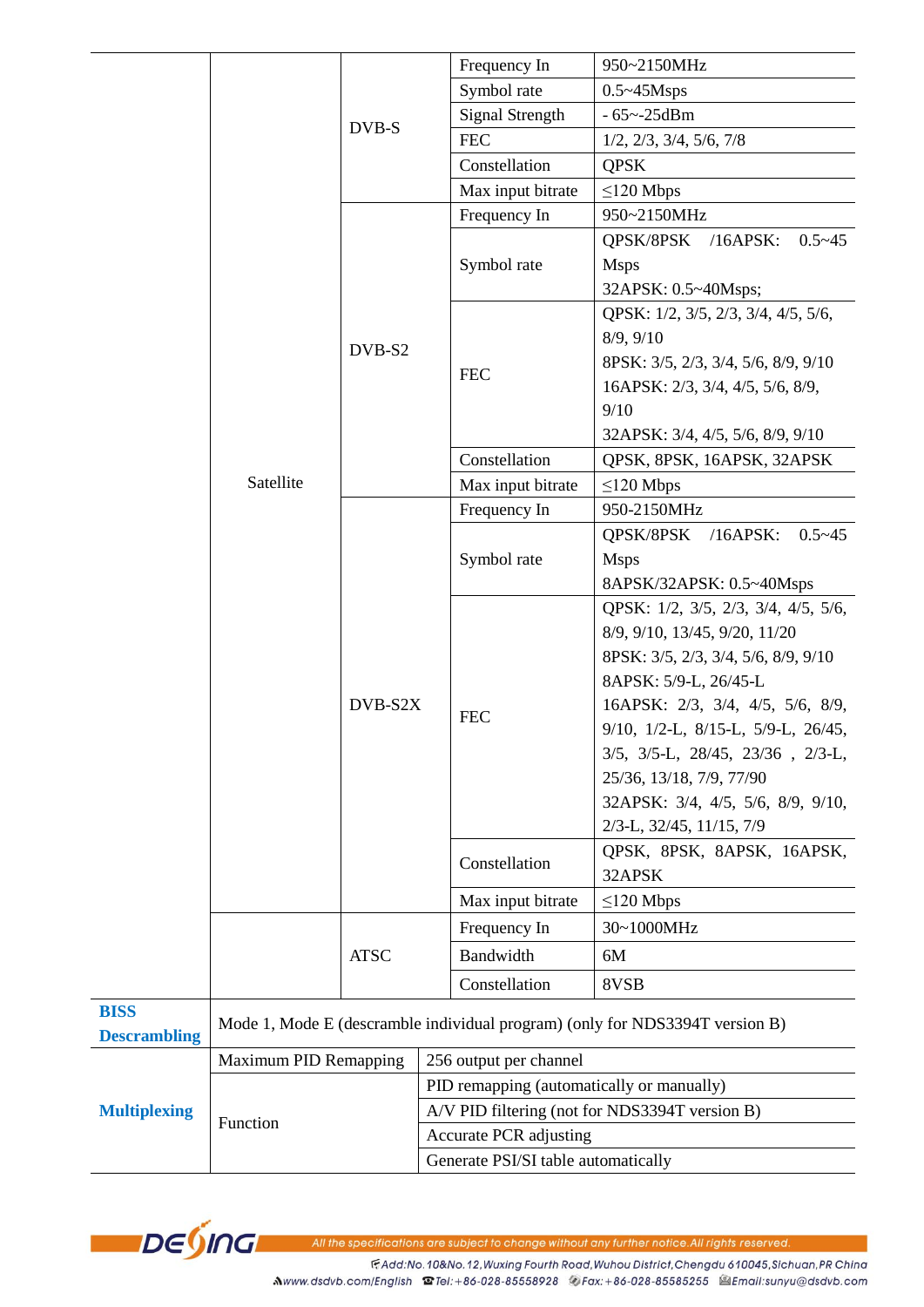| | | | | |
|---|---|---|---|---|
| | Satellite | DVB-S | Frequency In | 950~2150MHz |
| | | | Symbol rate | 0.5~45Msps |
| | | | Signal Strength | - 65~-25dBm |
| | | | FEC | 1/2, 2/3, 3/4, 5/6, 7/8 |
| | | | Constellation | QPSK |
| | | | Max input bitrate | ≤120 Mbps |
| | | DVB-S2 | Frequency In | 950~2150MHz |
| | | | Symbol rate | QPSK/8PSK /16APSK: 0.5~45 Msps<br>32APSK: 0.5~40Msps; |
| | | | FEC | QPSK: 1/2, 3/5, 2/3, 3/4, 4/5, 5/6, 8/9, 9/10<br>8PSK: 3/5, 2/3, 3/4, 5/6, 8/9, 9/10<br>16APSK: 2/3, 3/4, 4/5, 5/6, 8/9, 9/10<br>32APSK: 3/4, 4/5, 5/6, 8/9, 9/10 |
| | | | Constellation | QPSK, 8PSK, 16APSK, 32APSK |
| | | | Max input bitrate | ≤120 Mbps |
| | | DVB-S2X | Frequency In | 950-2150MHz |
| | | | Symbol rate | QPSK/8PSK /16APSK: 0.5~45 Msps<br>8APSK/32APSK: 0.5~40Msps |
| | | | FEC | QPSK: 1/2, 3/5, 2/3, 3/4, 4/5, 5/6, 8/9, 9/10, 13/45, 9/20, 11/20<br>8PSK: 3/5, 2/3, 3/4, 5/6, 8/9, 9/10<br>8APSK: 5/9-L, 26/45-L<br>16APSK: 2/3, 3/4, 4/5, 5/6, 8/9, 9/10, 1/2-L, 8/15-L, 5/9-L, 26/45, 3/5, 3/5-L, 28/45, 23/36 , 2/3-L, 25/36, 13/18, 7/9, 77/90<br>32APSK: 3/4, 4/5, 5/6, 8/9, 9/10, 2/3-L, 32/45, 11/15, 7/9 |
| | | | Constellation | QPSK, 8PSK, 8APSK, 16APSK, 32APSK |
| | | | Max input bitrate | ≤120 Mbps |
| | | ATSC | Frequency In | 30~1000MHz |
| | | | Bandwidth | 6M |
| | | | Constellation | 8VSB |
| **BISS Descrambling** | Mode 1, Mode E (descramble individual program) (only for NDS3394T version B) | | | |
| **Multiplexing** | Maximum PID Remapping | 256 output per channel | | |
| | Function | PID remapping (automatically or manually) | | |
| | | A/V PID filtering (not for NDS3394T version B) | | |
| | | Accurate PCR adjusting | | |
| | | Generate PSI/SI table automatically | | |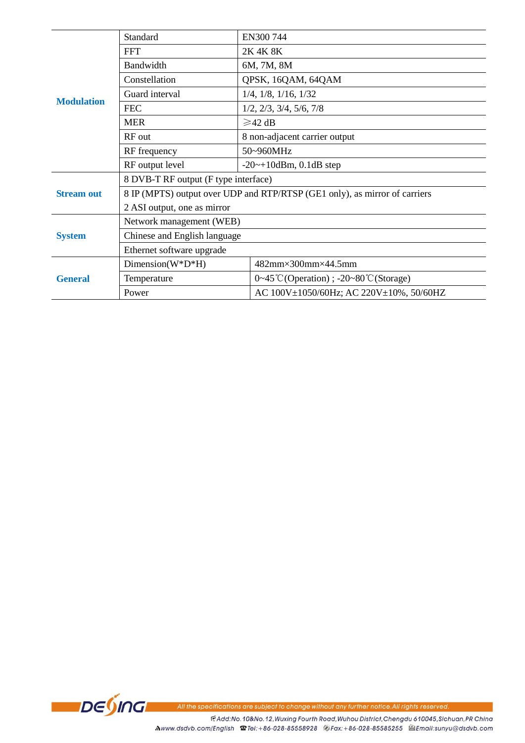| | | |
|---|---|---|
| **Modulation** | Standard | EN300 744 |
| | FFT | 2K 4K 8K |
| | Bandwidth | 6M, 7M, 8M |
| | Constellation | QPSK, 16QAM, 64QAM |
| | Guard interval | 1/4, 1/8, 1/16, 1/32 |
| | FEC | 1/2, 2/3, 3/4, 5/6, 7/8 |
| | MER | ⩾42 dB |
| | RF out | 8 non-adjacent carrier output |
| | RF frequency | 50~960MHz |
| | RF output level | -20~+10dBm, 0.1dB step |
| **Stream out** | 8 DVB-T RF output (F type interface) | |
| | 8 IP (MPTS) output over UDP and RTP/RTSP (GE1 only), as mirror of carriers | |
| | 2 ASI output, one as mirror | |
| **System** | Network management (WEB) | |
| | Chinese and English language | |
| | Ethernet software upgrade | |
| **General** | Dimension(W*D*H) | 482mm×300mm×44.5mm |
| | Temperature | 0~45℃(Operation) ; -20~80℃(Storage) |
| | Power | AC 100V±1050/60Hz; AC 220V±10%, 50/60HZ |

All the specifications are subject to change without any further notice.All rights reserved.

Add:No.10&No.12,Wuxing Fourth Road,Wuhou District,Chengdu 610045,Sichuan,PR China

www.dsdvb.com/English Tel:+86-028-85558928 Fax:+86-028-85585255 Email:sunyu@dsdvb.com